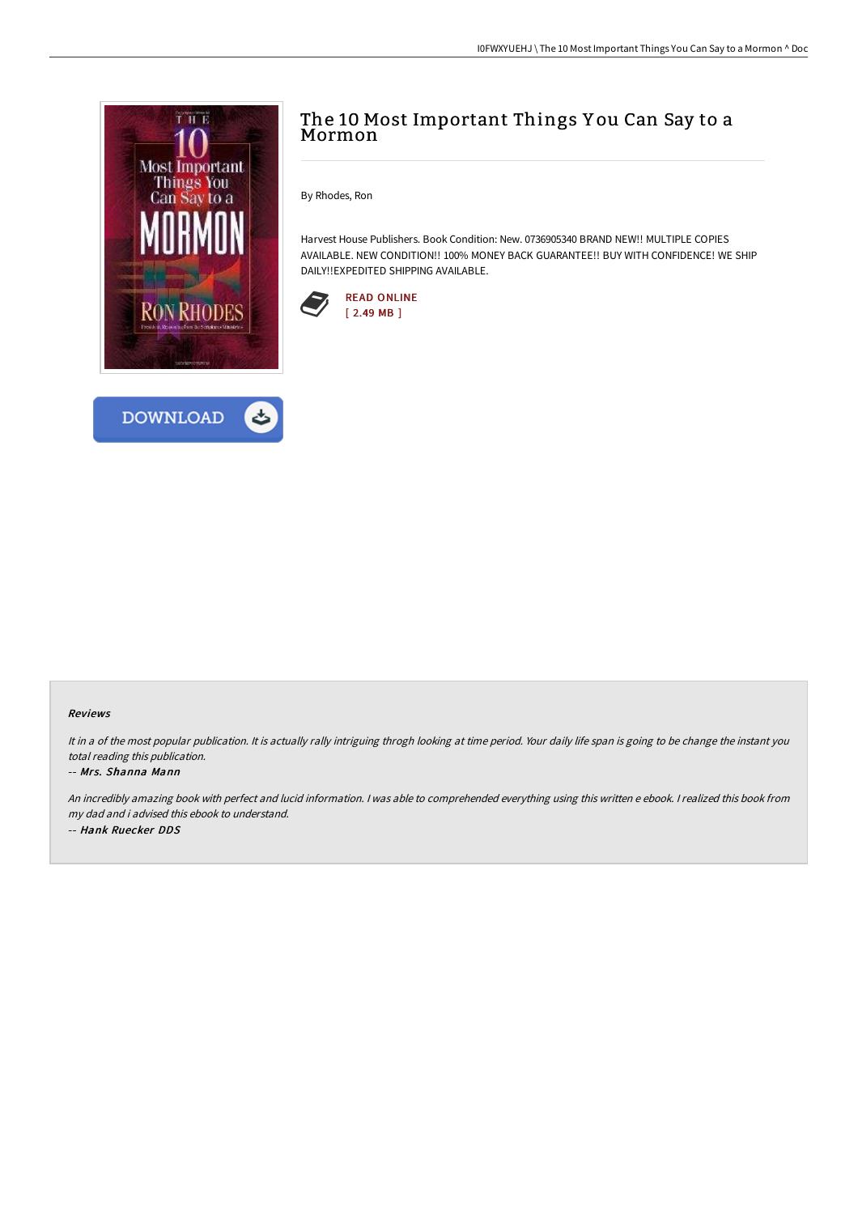# The 10 Most Important Things You Can Say to a Mormon

By Rhodes, Ron

Harvest House Publishers. Book Condition: New. 0736905340 BRAND NEW!! MULTIPLE COPIES AVAILABLE. NEW CONDITION!! 100% MONEY BACK GUARANTEE!! BUY WITH CONFIDENCE! WE SHIP DAILY!!EXPEDITED SHIPPING AVAILABLE.

READ ONLINE
[ 2.49 MB ]

DOWNLOAD

### Reviews

*It in a of the most popular publication. It is actually rally intriguing throgh looking at time period. Your daily life span is going to be change the instant you total reading this publication.*

-- ***Mrs. Shanna Mann***

*An incredibly amazing book with perfect and lucid information. I was able to comprehended everything using this written e ebook. I realized this book from my dad and i advised this ebook to understand.*

-- ***Hank Ruecker DDS***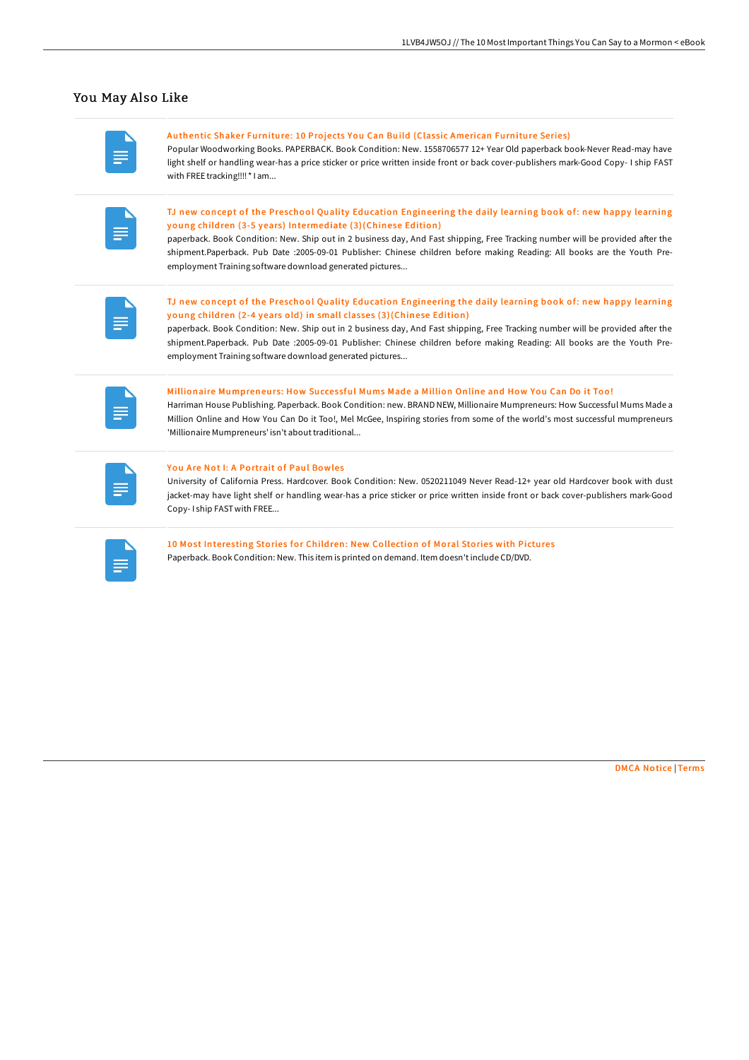## You May Also Like

**Authentic Shaker Furniture: 10 Projects You Can Build (Classic American Furniture Series)**

Popular Woodworking Books. PAPERBACK. Book Condition: New. 1558706577 12+ Year Old paperback book-Never Read-may have light shelf or handling wear-has a price sticker or price written inside front or back cover-publishers mark-Good Copy- I ship FAST with FREE tracking!!!! * I am...

**TJ new concept of the Preschool Quality Education Engineering the daily learning book of: new happy learning young children (3-5 years) Intermediate (3)(Chinese Edition)**

paperback. Book Condition: New. Ship out in 2 business day, And Fast shipping, Free Tracking number will be provided after the shipment.Paperback. Pub Date :2005-09-01 Publisher: Chinese children before making Reading: All books are the Youth Pre-employment Training software download generated pictures...

**TJ new concept of the Preschool Quality Education Engineering the daily learning book of: new happy learning young children (2-4 years old) in small classes (3)(Chinese Edition)**

paperback. Book Condition: New. Ship out in 2 business day, And Fast shipping, Free Tracking number will be provided after the shipment.Paperback. Pub Date :2005-09-01 Publisher: Chinese children before making Reading: All books are the Youth Pre-employment Training software download generated pictures...

**Millionaire Mumpreneurs: How Successful Mums Made a Million Online and How You Can Do it Too!**

Harriman House Publishing. Paperback. Book Condition: new. BRAND NEW, Millionaire Mumpreneurs: How Successful Mums Made a Million Online and How You Can Do it Too!, Mel McGee, Inspiring stories from some of the world's most successful mumpreneurs 'Millionaire Mumpreneurs' isn't about traditional...

**You Are Not I: A Portrait of Paul Bowles**

University of California Press. Hardcover. Book Condition: New. 0520211049 Never Read-12+ year old Hardcover book with dust jacket-may have light shelf or handling wear-has a price sticker or price written inside front or back cover-publishers mark-Good Copy- I ship FAST with FREE...

**10 Most Interesting Stories for Children: New Collection of Moral Stories with Pictures**

Paperback. Book Condition: New. This item is printed on demand. Item doesn't include CD/DVD.